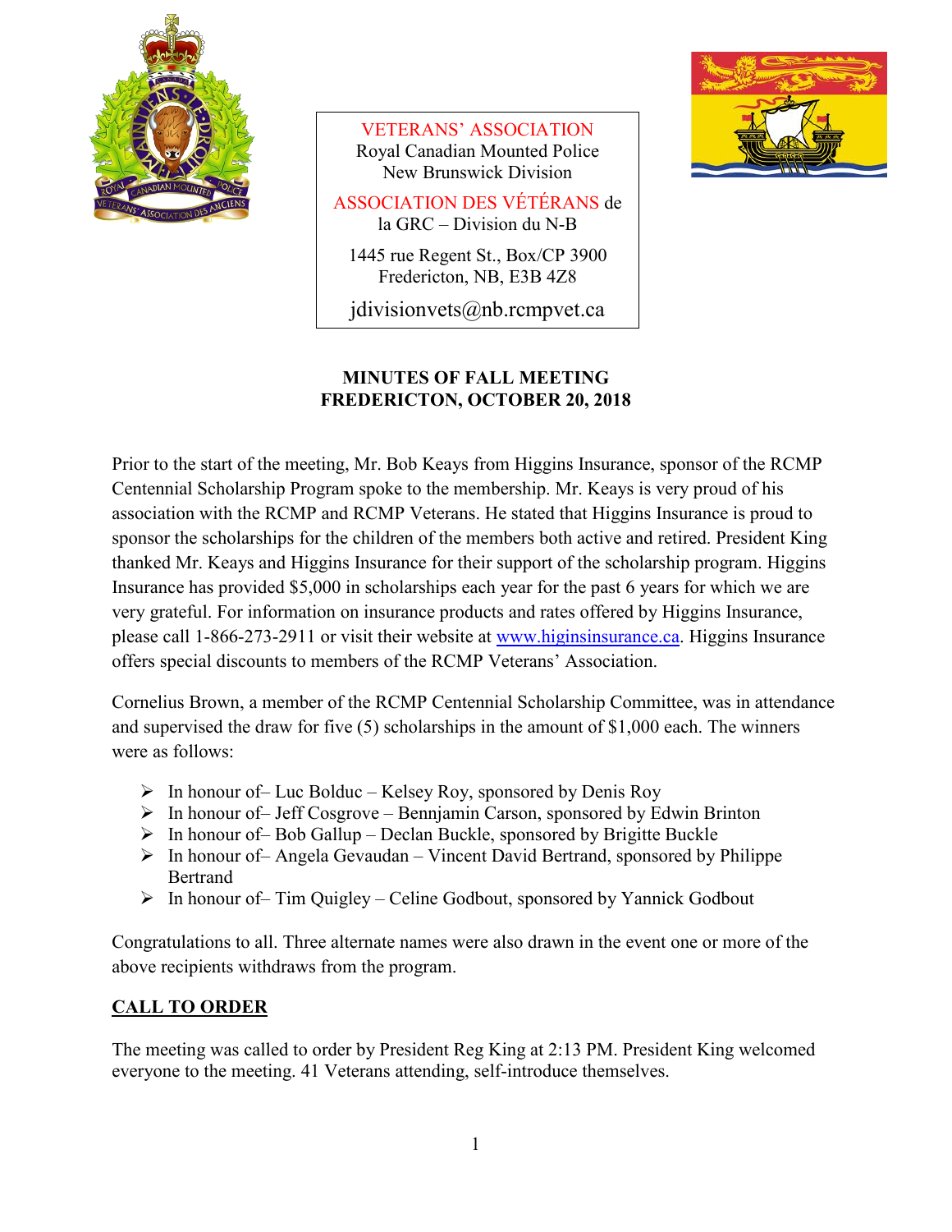VETERANS' ASSOCIATION
Royal Canadian Mounted Police
New Brunswick Division

ASSOCIATION DES VÉTÉRANS de la GRC – Division du N-B

1445 rue Regent St., Box/CP 3900
Fredericton, NB, E3B 4Z8

jdivisionvets@nb.rcmpvet.ca

# MINUTES OF FALL MEETING
# FREDERICTON, OCTOBER 20, 2018

Prior to the start of the meeting, Mr. Bob Keays from Higgins Insurance, sponsor of the RCMP Centennial Scholarship Program spoke to the membership. Mr. Keays is very proud of his association with the RCMP and RCMP Veterans. He stated that Higgins Insurance is proud to sponsor the scholarships for the children of the members both active and retired. President King thanked Mr. Keays and Higgins Insurance for their support of the scholarship program. Higgins Insurance has provided $5,000 in scholarships each year for the past 6 years for which we are very grateful. For information on insurance products and rates offered by Higgins Insurance, please call 1-866-273-2911 or visit their website at [www.higinsinsurance.ca](www.higinsinsurance.ca). Higgins Insurance offers special discounts to members of the RCMP Veterans' Association.

Cornelius Brown, a member of the RCMP Centennial Scholarship Committee, was in attendance and supervised the draw for five (5) scholarships in the amount of $1,000 each. The winners were as follows:

- In honour of– Luc Bolduc – Kelsey Roy, sponsored by Denis Roy
- In honour of– Jeff Cosgrove – Bennjamin Carson, sponsored by Edwin Brinton
- In honour of– Bob Gallup – Declan Buckle, sponsored by Brigitte Buckle
- In honour of– Angela Gevaudan – Vincent David Bertrand, sponsored by Philippe Bertrand
- In honour of– Tim Quigley – Celine Godbout, sponsored by Yannick Godbout

Congratulations to all. Three alternate names were also drawn in the event one or more of the above recipients withdraws from the program.

## CALL TO ORDER

The meeting was called to order by President Reg King at 2:13 PM. President King welcomed everyone to the meeting. 41 Veterans attending, self-introduce themselves.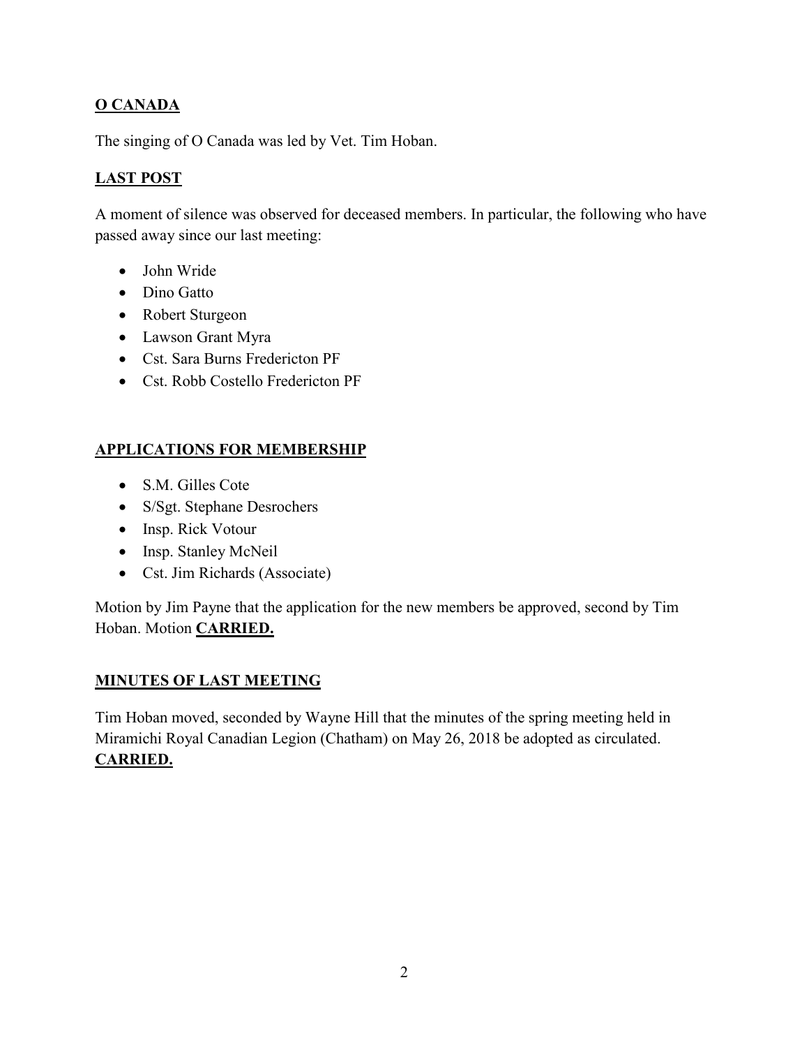## **O CANADA**

The singing of O Canada was led by Vet. Tim Hoban.

## **LAST POST**

A moment of silence was observed for deceased members. In particular, the following who have passed away since our last meeting:

- John Wride
- Dino Gatto
- Robert Sturgeon
- Lawson Grant Myra
- Cst. Sara Burns Fredericton PF
- Cst. Robb Costello Fredericton PF

## **APPLICATIONS FOR MEMBERSHIP**

- S.M. Gilles Cote
- S/Sgt. Stephane Desrochers
- Insp. Rick Votour
- Insp. Stanley McNeil
- Cst. Jim Richards (Associate)

Motion by Jim Payne that the application for the new members be approved, second by Tim Hoban. Motion **CARRIED.**

## **MINUTES OF LAST MEETING**

Tim Hoban moved, seconded by Wayne Hill that the minutes of the spring meeting held in Miramichi Royal Canadian Legion (Chatham) on May 26, 2018 be adopted as circulated. **CARRIED.**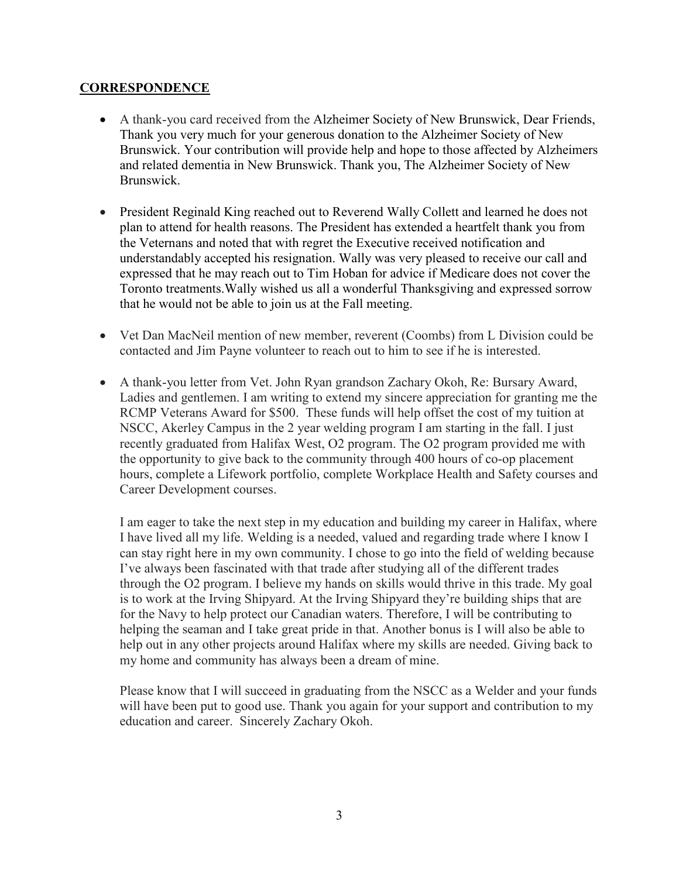## **CORRESPONDENCE**

- A thank-you card received from the Alzheimer Society of New Brunswick, Dear Friends, Thank you very much for your generous donation to the Alzheimer Society of New Brunswick. Your contribution will provide help and hope to those affected by Alzheimers and related dementia in New Brunswick. Thank you, The Alzheimer Society of New Brunswick.

- President Reginald King reached out to Reverend Wally Collett and learned he does not plan to attend for health reasons. The President has extended a heartfelt thank you from the Veterans and noted that with regret the Executive received notification and understandably accepted his resignation. Wally was very pleased to receive our call and expressed that he may reach out to Tim Hoban for advice if Medicare does not cover the Toronto treatments.Wally wished us all a wonderful Thanksgiving and expressed sorrow that he would not be able to join us at the Fall meeting.

- Vet Dan MacNeil mention of new member, reverent (Coombs) from L Division could be contacted and Jim Payne volunteer to reach out to him to see if he is interested.

- A thank-you letter from Vet. John Ryan grandson Zachary Okoh, Re: Bursary Award, Ladies and gentlemen. I am writing to extend my sincere appreciation for granting me the RCMP Veterans Award for $500. These funds will help offset the cost of my tuition at NSCC, Akerley Campus in the 2 year welding program I am starting in the fall. I just recently graduated from Halifax West, O2 program. The O2 program provided me with the opportunity to give back to the community through 400 hours of co-op placement hours, complete a Lifework portfolio, complete Workplace Health and Safety courses and Career Development courses.

  I am eager to take the next step in my education and building my career in Halifax, where I have lived all my life. Welding is a needed, valued and regarding trade where I know I can stay right here in my own community. I chose to go into the field of welding because I've always been fascinated with that trade after studying all of the different trades through the O2 program. I believe my hands on skills would thrive in this trade. My goal is to work at the Irving Shipyard. At the Irving Shipyard they're building ships that are for the Navy to help protect our Canadian waters. Therefore, I will be contributing to helping the seaman and I take great pride in that. Another bonus is I will also be able to help out in any other projects around Halifax where my skills are needed. Giving back to my home and community has always been a dream of mine.

  Please know that I will succeed in graduating from the NSCC as a Welder and your funds will have been put to good use. Thank you again for your support and contribution to my education and career. Sincerely Zachary Okoh.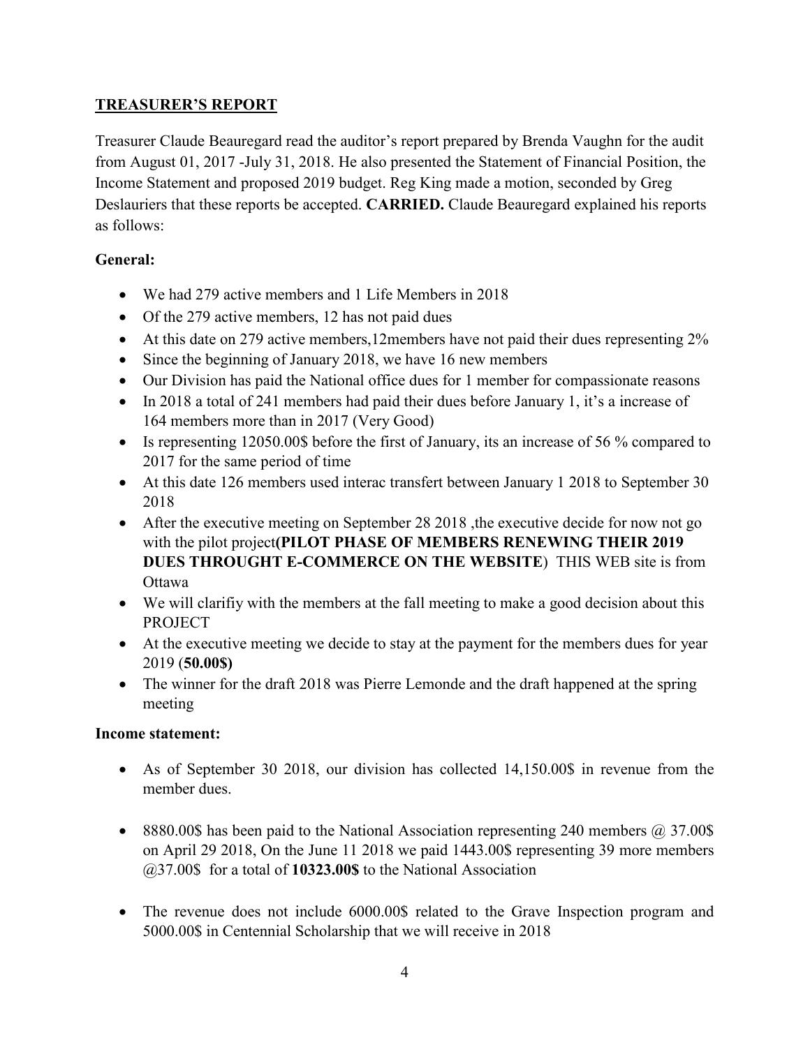## TREASURER'S REPORT

Treasurer Claude Beauregard read the auditor's report prepared by Brenda Vaughn for the audit from August 01, 2017 -July 31, 2018. He also presented the Statement of Financial Position, the Income Statement and proposed 2019 budget. Reg King made a motion, seconded by Greg Deslauriers that these reports be accepted. **CARRIED.** Claude Beauregard explained his reports as follows:

### General:

- We had 279 active members and 1 Life Members in 2018
- Of the 279 active members, 12 has not paid dues
- At this date on 279 active members,12members have not paid their dues representing 2%
- Since the beginning of January 2018, we have 16 new members
- Our Division has paid the National office dues for 1 member for compassionate reasons
- In 2018 a total of 241 members had paid their dues before January 1, it's a increase of 164 members more than in 2017 (Very Good)
- Is representing 12050.00$ before the first of January, its an increase of 56 % compared to 2017 for the same period of time
- At this date 126 members used interac transfert between January 1 2018 to September 30 2018
- After the executive meeting on September 28 2018 ,the executive decide for now not go with the pilot project**(PILOT PHASE OF MEMBERS RENEWING THEIR 2019 DUES THROUGHT E-COMMERCE ON THE WEBSITE**) THIS WEB site is from Ottawa
- We will clarifiy with the members at the fall meeting to make a good decision about this PROJECT
- At the executive meeting we decide to stay at the payment for the members dues for year 2019 (**50.00$)**
- The winner for the draft 2018 was Pierre Lemonde and the draft happened at the spring meeting

### Income statement:

- As of September 30 2018, our division has collected 14,150.00$ in revenue from the member dues.
- 8880.00$ has been paid to the National Association representing 240 members @ 37.00$ on April 29 2018, On the June 11 2018 we paid 1443.00$ representing 39 more members @37.00$ for a total of **10323.00$** to the National Association
- The revenue does not include 6000.00$ related to the Grave Inspection program and 5000.00$ in Centennial Scholarship that we will receive in 2018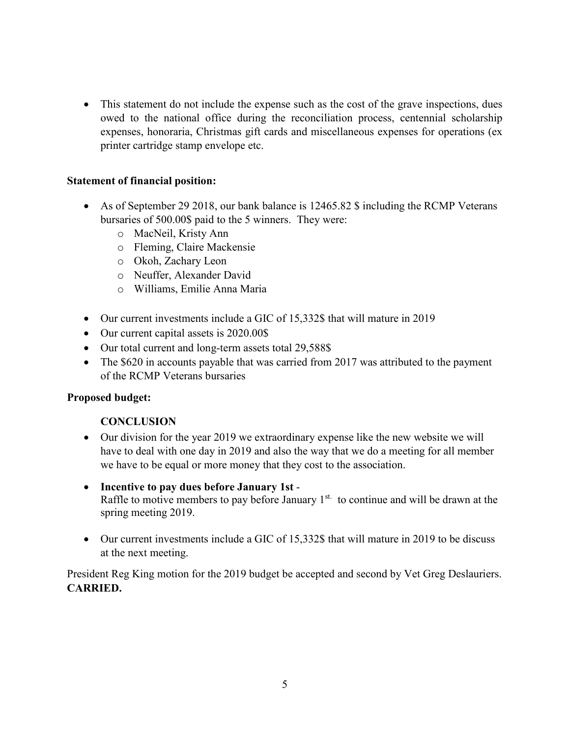- This statement do not include the expense such as the cost of the grave inspections, dues owed to the national office during the reconciliation process, centennial scholarship expenses, honoraria, Christmas gift cards and miscellaneous expenses for operations (ex printer cartridge stamp envelope etc.

**Statement of financial position:**

- As of September 29 2018, our bank balance is 12465.82 $ including the RCMP Veterans bursaries of 500.00$ paid to the 5 winners. They were:
    - MacNeil, Kristy Ann
    - Fleming, Claire Mackensie
    - Okoh, Zachary Leon
    - Neuffer, Alexander David
    - Williams, Emilie Anna Maria
- Our current investments include a GIC of 15,332$ that will mature in 2019
- Our current capital assets is 2020.00$
- Our total current and long-term assets total 29,588$
- The $620 in accounts payable that was carried from 2017 was attributed to the payment of the RCMP Veterans bursaries

**Proposed budget:**

**CONCLUSION**

- Our division for the year 2019 we extraordinary expense like the new website we will have to deal with one day in 2019 and also the way that we do a meeting for all member we have to be equal or more money that they cost to the association.
- **Incentive to pay dues before January 1st** -
  Raffle to motive members to pay before January 1st. to continue and will be drawn at the spring meeting 2019.
- Our current investments include a GIC of 15,332$ that will mature in 2019 to be discuss at the next meeting.

President Reg King motion for the 2019 budget be accepted and second by Vet Greg Deslauriers. **CARRIED.**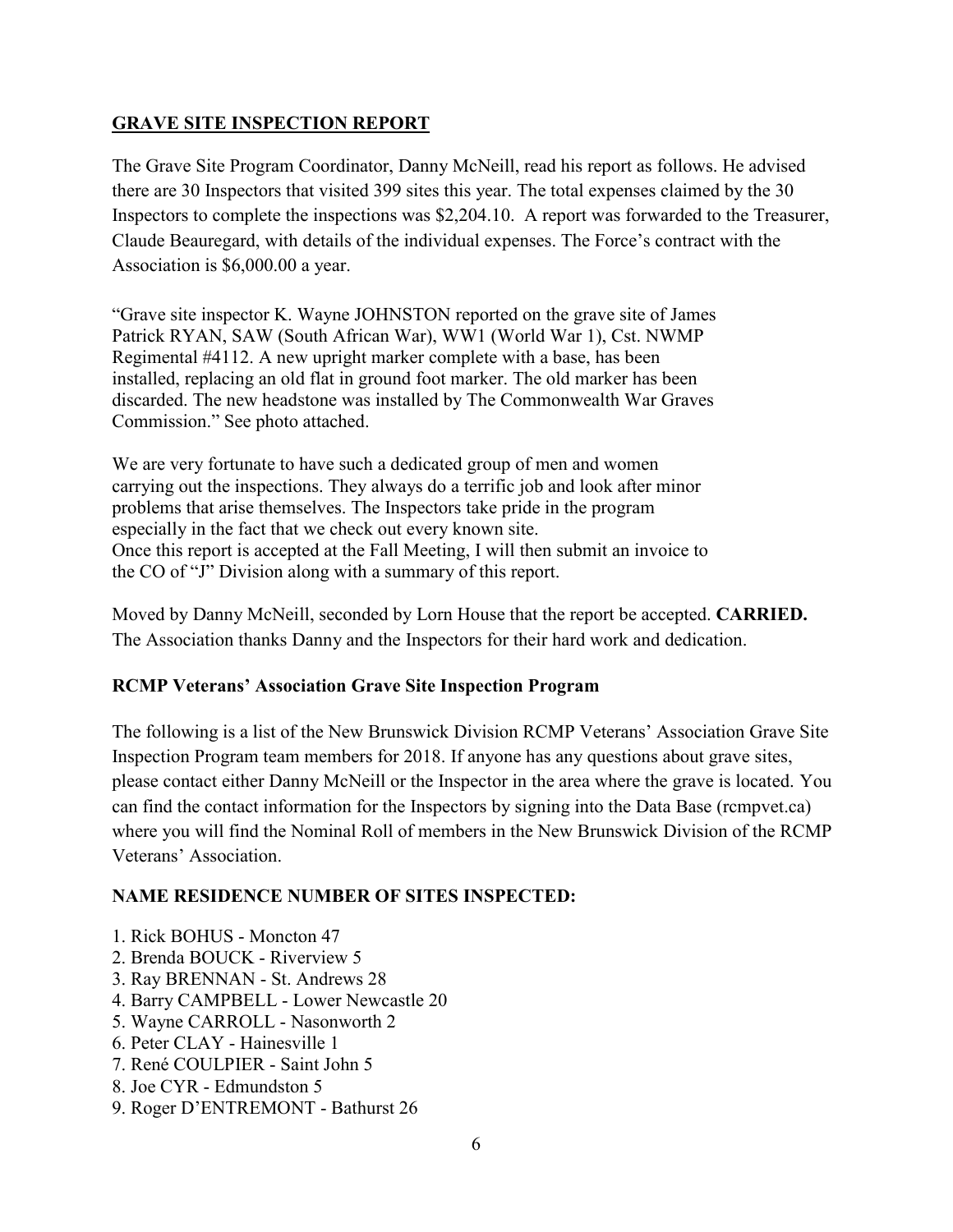## GRAVE SITE INSPECTION REPORT

The Grave Site Program Coordinator, Danny McNeill, read his report as follows. He advised there are 30 Inspectors that visited 399 sites this year. The total expenses claimed by the 30 Inspectors to complete the inspections was $2,204.10. A report was forwarded to the Treasurer, Claude Beauregard, with details of the individual expenses. The Force's contract with the Association is $6,000.00 a year.

"Grave site inspector K. Wayne JOHNSTON reported on the grave site of James Patrick RYAN, SAW (South African War), WW1 (World War 1), Cst. NWMP Regimental #4112. A new upright marker complete with a base, has been installed, replacing an old flat in ground foot marker. The old marker has been discarded. The new headstone was installed by The Commonwealth War Graves Commission." See photo attached.

We are very fortunate to have such a dedicated group of men and women carrying out the inspections. They always do a terrific job and look after minor problems that arise themselves. The Inspectors take pride in the program especially in the fact that we check out every known site.
Once this report is accepted at the Fall Meeting, I will then submit an invoice to the CO of "J" Division along with a summary of this report.

Moved by Danny McNeill, seconded by Lorn House that the report be accepted. **CARRIED.** The Association thanks Danny and the Inspectors for their hard work and dedication.

### RCMP Veterans' Association Grave Site Inspection Program

The following is a list of the New Brunswick Division RCMP Veterans' Association Grave Site Inspection Program team members for 2018. If anyone has any questions about grave sites, please contact either Danny McNeill or the Inspector in the area where the grave is located. You can find the contact information for the Inspectors by signing into the Data Base (rcmpvet.ca) where you will find the Nominal Roll of members in the New Brunswick Division of the RCMP Veterans' Association.

**NAME RESIDENCE NUMBER OF SITES INSPECTED:**

1. Rick BOHUS - Moncton 47
2. Brenda BOUCK - Riverview 5
3. Ray BRENNAN - St. Andrews 28
4. Barry CAMPBELL - Lower Newcastle 20
5. Wayne CARROLL - Nasonworth 2
6. Peter CLAY - Hainesville 1
7. René COULPIER - Saint John 5
8. Joe CYR - Edmundston 5
9. Roger D'ENTREMONT - Bathurst 26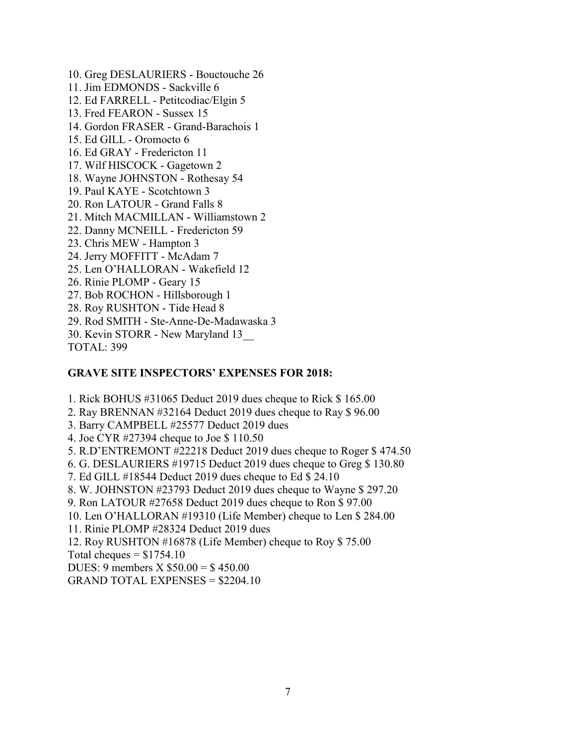10. Greg DESLAURIERS - Bouctouche 26
11. Jim EDMONDS - Sackville 6
12. Ed FARRELL - Petitcodiac/Elgin 5
13. Fred FEARON - Sussex 15
14. Gordon FRASER - Grand-Barachois 1
15. Ed GILL - Oromocto 6
16. Ed GRAY - Fredericton 11
17. Wilf HISCOCK - Gagetown 2
18. Wayne JOHNSTON - Rothesay 54
19. Paul KAYE - Scotchtown 3
20. Ron LATOUR - Grand Falls 8
21. Mitch MACMILLAN - Williamstown 2
22. Danny MCNEILL - Fredericton 59
23. Chris MEW - Hampton 3
24. Jerry MOFFITT - McAdam 7
25. Len O'HALLORAN - Wakefield 12
26. Rinie PLOMP - Geary 15
27. Bob ROCHON - Hillsborough 1
28. Roy RUSHTON - Tide Head 8
29. Rod SMITH - Ste-Anne-De-Madawaska 3
30. Kevin STORR - New Maryland 13__

TOTAL: 399

**GRAVE SITE INSPECTORS' EXPENSES FOR 2018:**

1. Rick BOHUS #31065 Deduct 2019 dues cheque to Rick $ 165.00
2. Ray BRENNAN #32164 Deduct 2019 dues cheque to Ray $ 96.00
3. Barry CAMPBELL #25577 Deduct 2019 dues
4. Joe CYR #27394 cheque to Joe $ 110.50
5. R.D'ENTREMONT #22218 Deduct 2019 dues cheque to Roger $ 474.50
6. G. DESLAURIERS #19715 Deduct 2019 dues cheque to Greg $ 130.80
7. Ed GILL #18544 Deduct 2019 dues cheque to Ed $ 24.10
8. W. JOHNSTON #23793 Deduct 2019 dues cheque to Wayne $ 297.20
9. Ron LATOUR #27658 Deduct 2019 dues cheque to Ron $ 97.00
10. Len O'HALLORAN #19310 (Life Member) cheque to Len $ 284.00
11. Rinie PLOMP #28324 Deduct 2019 dues
12. Roy RUSHTON #16878 (Life Member) cheque to Roy $ 75.00

Total cheques = $1754.10

DUES: 9 members X $50.00 = $ 450.00

GRAND TOTAL EXPENSES = $2204.10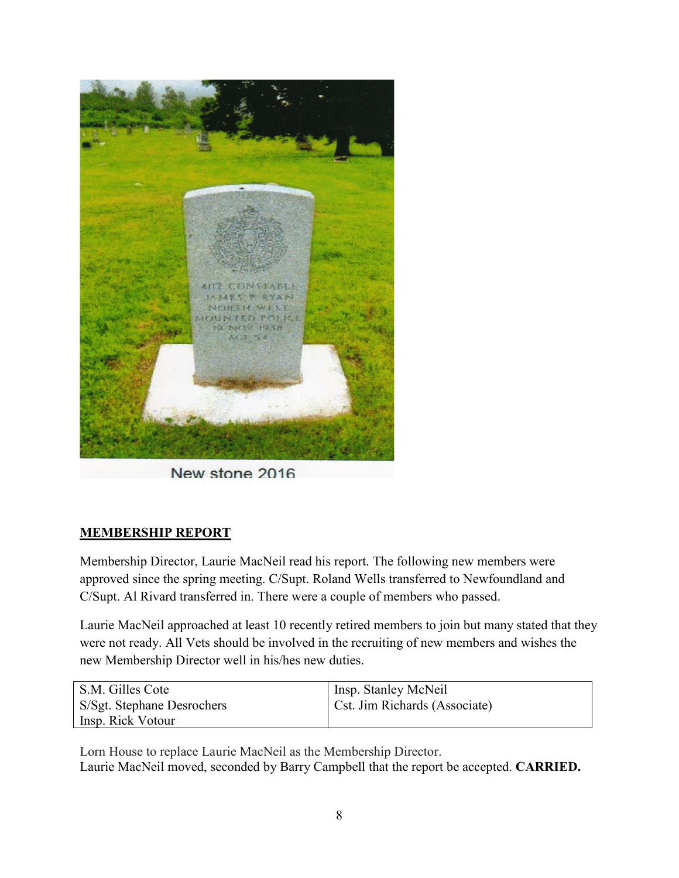New stone 2016

**MEMBERSHIP REPORT**

Membership Director, Laurie MacNeil read his report. The following new members were approved since the spring meeting. C/Supt. Roland Wells transferred to Newfoundland and C/Supt. Al Rivard transferred in. There were a couple of members who passed.

Laurie MacNeil approached at least 10 recently retired members to join but many stated that they were not ready. All Vets should be involved in the recruiting of new members and wishes the new Membership Director well in his/hes new duties.

| | |
|---|---|
| S.M. Gilles Cote | Insp. Stanley McNeil |
| S/Sgt. Stephane Desrochers | Cst. Jim Richards (Associate) |
| Insp. Rick Votour | |

Lorn House to replace Laurie MacNeil as the Membership Director.
Laurie MacNeil moved, seconded by Barry Campbell that the report be accepted. **CARRIED.**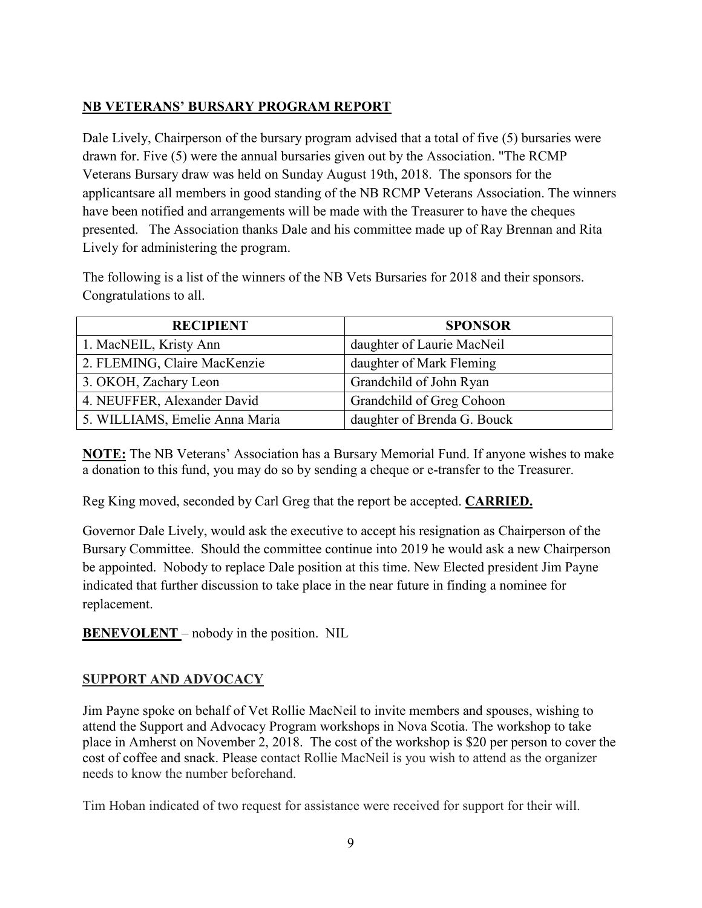## NB VETERANS' BURSARY PROGRAM REPORT

Dale Lively, Chairperson of the bursary program advised that a total of five (5) bursaries were drawn for. Five (5) were the annual bursaries given out by the Association. "The RCMP Veterans Bursary draw was held on Sunday August 19th, 2018. The sponsors for the applicantsare all members in good standing of the NB RCMP Veterans Association. The winners have been notified and arrangements will be made with the Treasurer to have the cheques presented. The Association thanks Dale and his committee made up of Ray Brennan and Rita Lively for administering the program.

The following is a list of the winners of the NB Vets Bursaries for 2018 and their sponsors. Congratulations to all.

| RECIPIENT | SPONSOR |
|---|---|
| 1. MacNEIL, Kristy Ann | daughter of Laurie MacNeil |
| 2. FLEMING, Claire MacKenzie | daughter of Mark Fleming |
| 3. OKOH, Zachary Leon | Grandchild of John Ryan |
| 4. NEUFFER, Alexander David | Grandchild of Greg Cohoon |
| 5. WILLIAMS, Emelie Anna Maria | daughter of Brenda G. Bouck |

**NOTE:** The NB Veterans' Association has a Bursary Memorial Fund. If anyone wishes to make a donation to this fund, you may do so by sending a cheque or e-transfer to the Treasurer.

Reg King moved, seconded by Carl Greg that the report be accepted. **CARRIED.**

Governor Dale Lively, would ask the executive to accept his resignation as Chairperson of the Bursary Committee. Should the committee continue into 2019 he would ask a new Chairperson be appointed. Nobody to replace Dale position at this time. New Elected president Jim Payne indicated that further discussion to take place in the near future in finding a nominee for replacement.

**BENEVOLENT** – nobody in the position. NIL

## SUPPORT AND ADVOCACY

Jim Payne spoke on behalf of Vet Rollie MacNeil to invite members and spouses, wishing to attend the Support and Advocacy Program workshops in Nova Scotia. The workshop to take place in Amherst on November 2, 2018. The cost of the workshop is $20 per person to cover the cost of coffee and snack. Please contact Rollie MacNeil is you wish to attend as the organizer needs to know the number beforehand.

Tim Hoban indicated of two request for assistance were received for support for their will.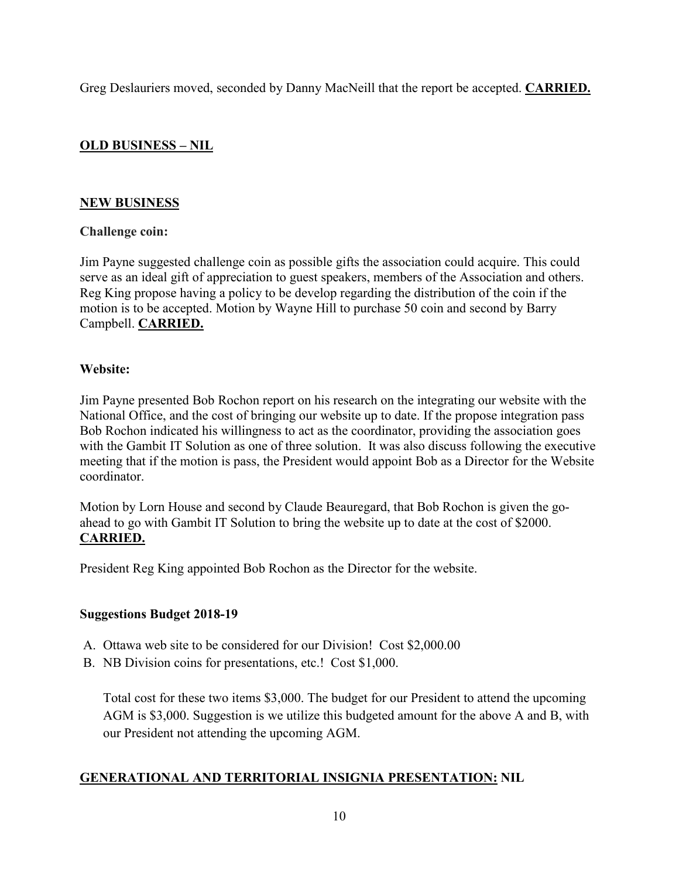Greg Deslauriers moved, seconded by Danny MacNeill that the report be accepted. **CARRIED.**

## OLD BUSINESS – NIL

## NEW BUSINESS

**Challenge coin:**

Jim Payne suggested challenge coin as possible gifts the association could acquire. This could serve as an ideal gift of appreciation to guest speakers, members of the Association and others. Reg King propose having a policy to be develop regarding the distribution of the coin if the motion is to be accepted. Motion by Wayne Hill to purchase 50 coin and second by Barry Campbell. **CARRIED.**

**Website:**

Jim Payne presented Bob Rochon report on his research on the integrating our website with the National Office, and the cost of bringing our website up to date. If the propose integration pass Bob Rochon indicated his willingness to act as the coordinator, providing the association goes with the Gambit IT Solution as one of three solution. It was also discuss following the executive meeting that if the motion is pass, the President would appoint Bob as a Director for the Website coordinator.

Motion by Lorn House and second by Claude Beauregard, that Bob Rochon is given the go-ahead to go with Gambit IT Solution to bring the website up to date at the cost of $2000. **CARRIED.**

President Reg King appointed Bob Rochon as the Director for the website.

**Suggestions Budget 2018-19**

A. Ottawa web site to be considered for our Division! Cost $2,000.00
B. NB Division coins for presentations, etc.! Cost $1,000.

Total cost for these two items $3,000. The budget for our President to attend the upcoming AGM is $3,000. Suggestion is we utilize this budgeted amount for the above A and B, with our President not attending the upcoming AGM.

## GENERATIONAL AND TERRITORIAL INSIGNIA PRESENTATION: NIL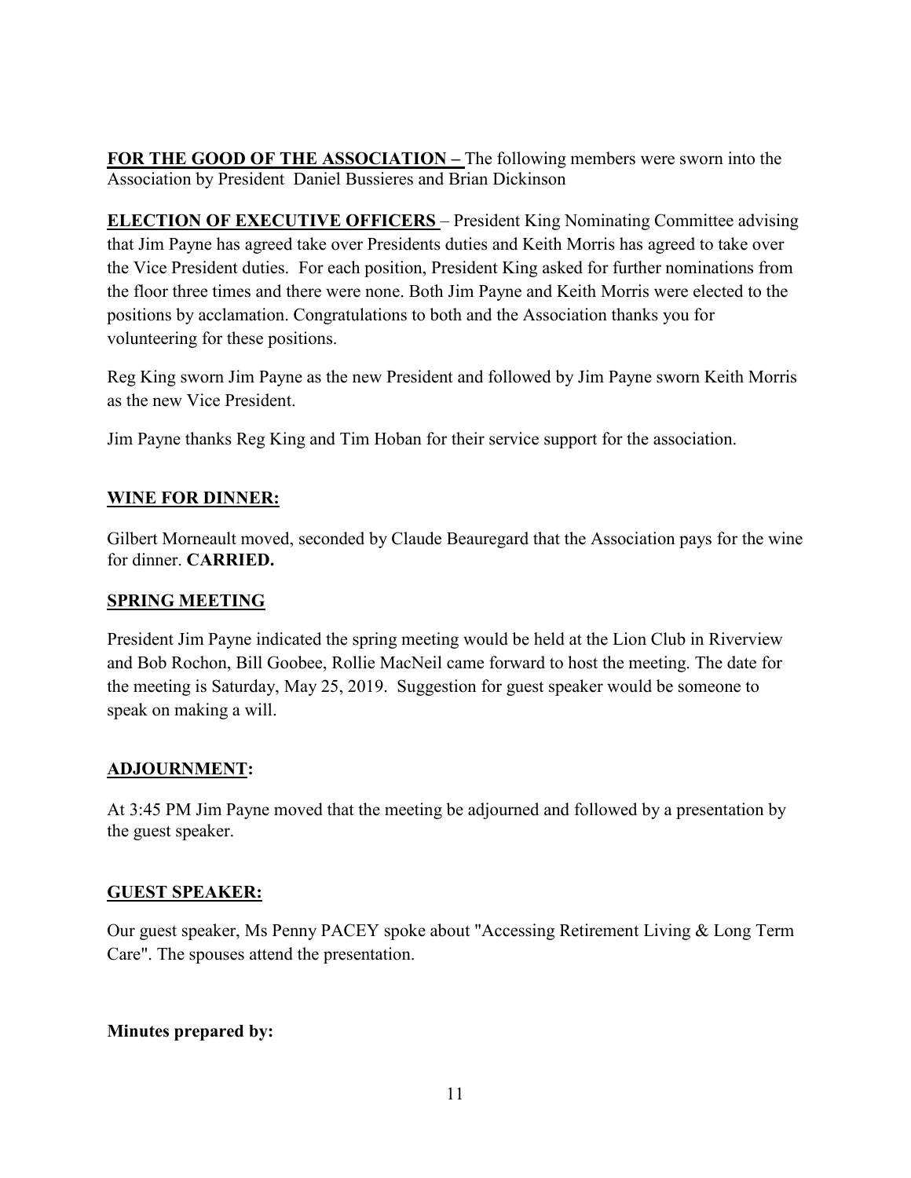**FOR THE GOOD OF THE ASSOCIATION –** The following members were sworn into the Association by President Daniel Bussieres and Brian Dickinson

**ELECTION OF EXECUTIVE OFFICERS** – President King Nominating Committee advising that Jim Payne has agreed take over Presidents duties and Keith Morris has agreed to take over the Vice President duties. For each position, President King asked for further nominations from the floor three times and there were none. Both Jim Payne and Keith Morris were elected to the positions by acclamation. Congratulations to both and the Association thanks you for volunteering for these positions.

Reg King sworn Jim Payne as the new President and followed by Jim Payne sworn Keith Morris as the new Vice President.

Jim Payne thanks Reg King and Tim Hoban for their service support for the association.

## WINE FOR DINNER:

Gilbert Morneault moved, seconded by Claude Beauregard that the Association pays for the wine for dinner. **CARRIED.**

## SPRING MEETING

President Jim Payne indicated the spring meeting would be held at the Lion Club in Riverview and Bob Rochon, Bill Goobee, Rollie MacNeil came forward to host the meeting. The date for the meeting is Saturday, May 25, 2019. Suggestion for guest speaker would be someone to speak on making a will.

## ADJOURNMENT:

At 3:45 PM Jim Payne moved that the meeting be adjourned and followed by a presentation by the guest speaker.

## GUEST SPEAKER:

Our guest speaker, Ms Penny PACEY spoke about "Accessing Retirement Living & Long Term Care". The spouses attend the presentation.

**Minutes prepared by:**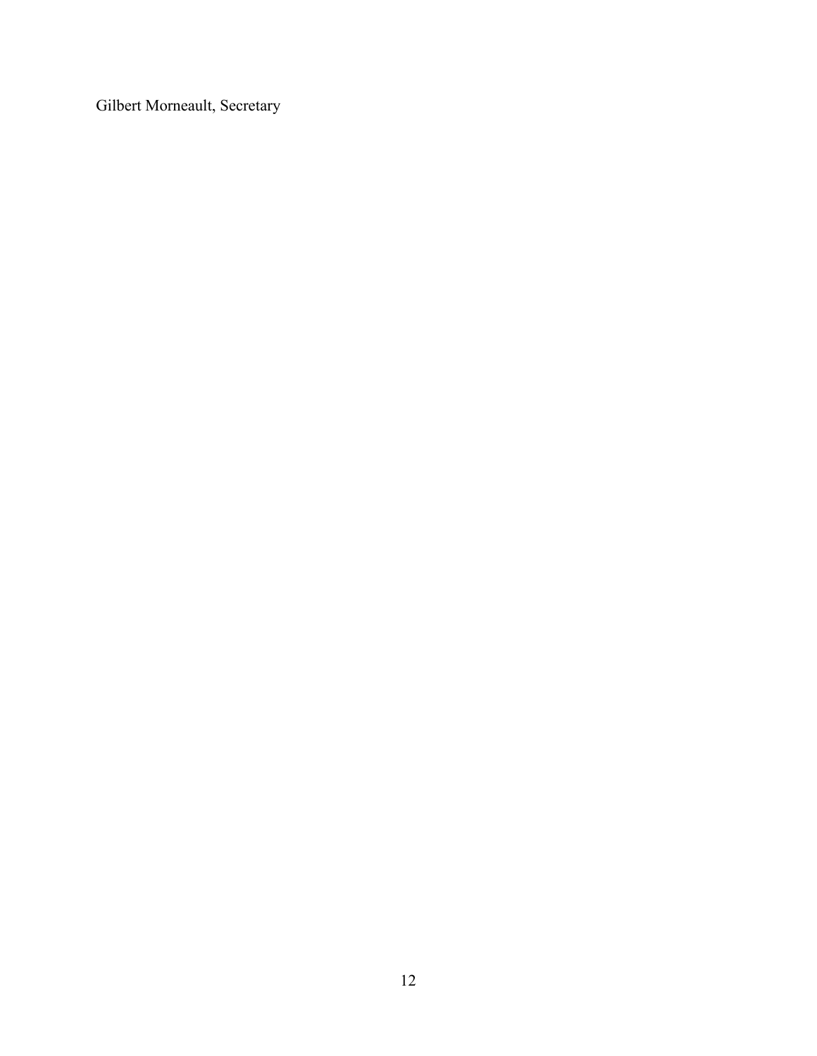Gilbert Morneault, Secretary